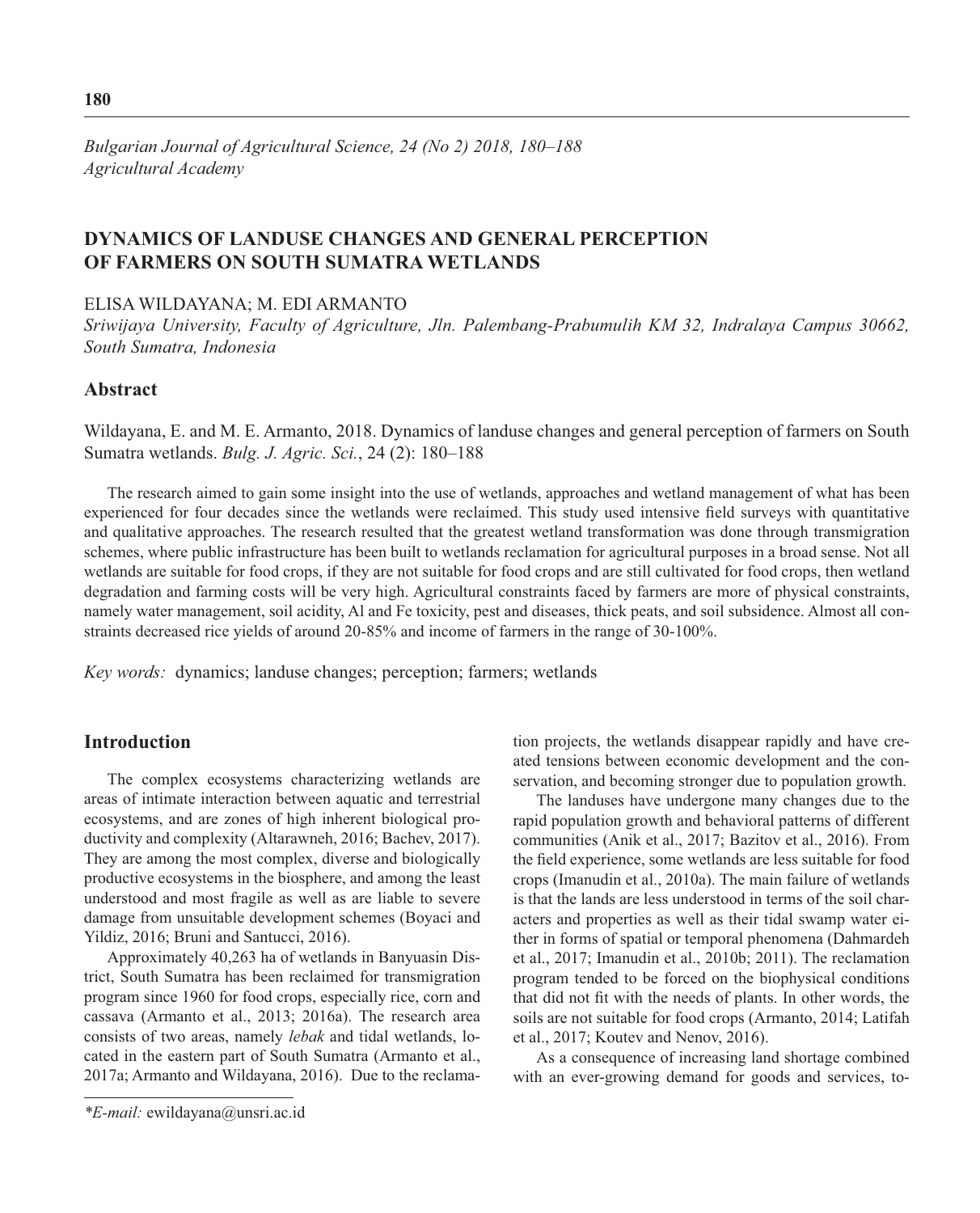*Bulgarian Journal of Agricultural Science, 24 (No 2) 2018, 180–188*
*Agricultural Academy*

# DYNAMICS OF LANDUSE CHANGES AND GENERAL PERCEPTION OF FARMERS ON SOUTH SUMATRA WETLANDS

ELISA WILDAYANA; M. EDI ARMANTO

*Sriwijaya University, Faculty of Agriculture, Jln. Palembang-Prabumulih KM 32, Indralaya Campus 30662, South Sumatra, Indonesia*

## Abstract

Wildayana, E. and M. E. Armanto, 2018. Dynamics of landuse changes and general perception of farmers on South Sumatra wetlands. *Bulg. J. Agric. Sci.*, 24 (2): 180–188

The research aimed to gain some insight into the use of wetlands, approaches and wetland management of what has been experienced for four decades since the wetlands were reclaimed. This study used intensive field surveys with quantitative and qualitative approaches. The research resulted that the greatest wetland transformation was done through transmigration schemes, where public infrastructure has been built to wetlands reclamation for agricultural purposes in a broad sense. Not all wetlands are suitable for food crops, if they are not suitable for food crops and are still cultivated for food crops, then wetland degradation and farming costs will be very high. Agricultural constraints faced by farmers are more of physical constraints, namely water management, soil acidity, Al and Fe toxicity, pest and diseases, thick peats, and soil subsidence. Almost all constraints decreased rice yields of around 20-85% and income of farmers in the range of 30-100%.

*Key words:* dynamics; landuse changes; perception; farmers; wetlands

## Introduction

The complex ecosystems characterizing wetlands are areas of intimate interaction between aquatic and terrestrial ecosystems, and are zones of high inherent biological productivity and complexity (Altarawneh, 2016; Bachev, 2017). They are among the most complex, diverse and biologically productive ecosystems in the biosphere, and among the least understood and most fragile as well as are liable to severe damage from unsuitable development schemes (Boyaci and Yildiz, 2016; Bruni and Santucci, 2016).

Approximately 40,263 ha of wetlands in Banyuasin District, South Sumatra has been reclaimed for transmigration program since 1960 for food crops, especially rice, corn and cassava (Armanto et al., 2013; 2016a). The research area consists of two areas, namely *lebak* and tidal wetlands, located in the eastern part of South Sumatra (Armanto et al., 2017a; Armanto and Wildayana, 2016). Due to the reclamation projects, the wetlands disappear rapidly and have created tensions between economic development and the conservation, and becoming stronger due to population growth.

The landuses have undergone many changes due to the rapid population growth and behavioral patterns of different communities (Anik et al., 2017; Bazitov et al., 2016). From the field experience, some wetlands are less suitable for food crops (Imanudin et al., 2010a). The main failure of wetlands is that the lands are less understood in terms of the soil characters and properties as well as their tidal swamp water either in forms of spatial or temporal phenomena (Dahmardeh et al., 2017; Imanudin et al., 2010b; 2011). The reclamation program tended to be forced on the biophysical conditions that did not fit with the needs of plants. In other words, the soils are not suitable for food crops (Armanto, 2014; Latifah et al., 2017; Koutev and Nenov, 2016).

As a consequence of increasing land shortage combined with an ever-growing demand for goods and services, to-

*\*E-mail:* ewildayana@unsri.ac.id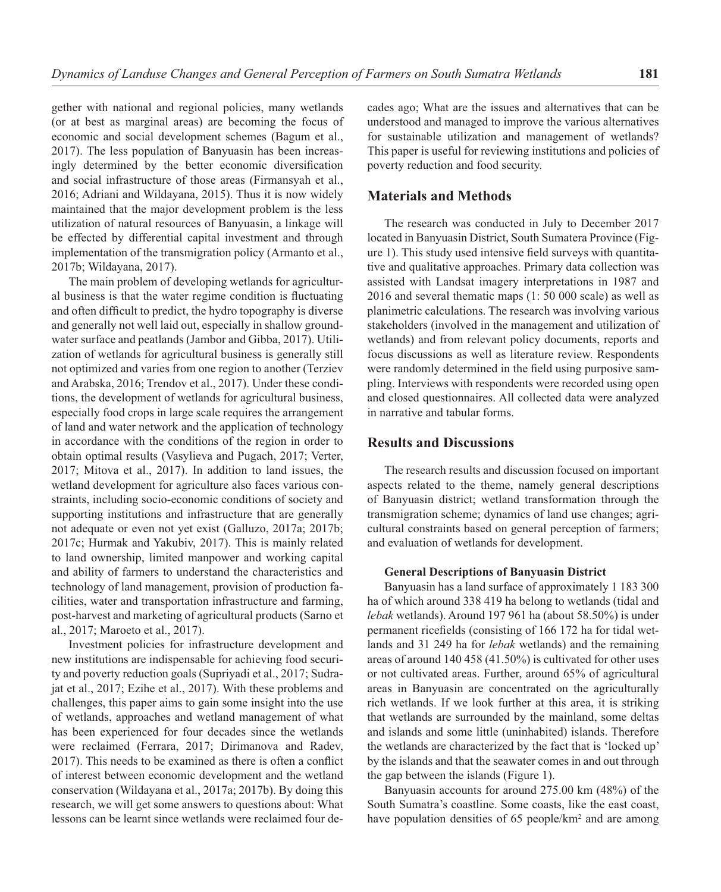gether with national and regional policies, many wetlands (or at best as marginal areas) are becoming the focus of economic and social development schemes (Bagum et al., 2017). The less population of Banyuasin has been increasingly determined by the better economic diversification and social infrastructure of those areas (Firmansyah et al., 2016; Adriani and Wildayana, 2015). Thus it is now widely maintained that the major development problem is the less utilization of natural resources of Banyuasin, a linkage will be effected by differential capital investment and through implementation of the transmigration policy (Armanto et al., 2017b; Wildayana, 2017).

The main problem of developing wetlands for agricultural business is that the water regime condition is fluctuating and often difficult to predict, the hydro topography is diverse and generally not well laid out, especially in shallow groundwater surface and peatlands (Jambor and Gibba, 2017). Utilization of wetlands for agricultural business is generally still not optimized and varies from one region to another (Terziev and Arabska, 2016; Trendov et al., 2017). Under these conditions, the development of wetlands for agricultural business, especially food crops in large scale requires the arrangement of land and water network and the application of technology in accordance with the conditions of the region in order to obtain optimal results (Vasylieva and Pugach, 2017; Verter, 2017; Mitova et al., 2017). In addition to land issues, the wetland development for agriculture also faces various constraints, including socio-economic conditions of society and supporting institutions and infrastructure that are generally not adequate or even not yet exist (Galluzo, 2017a; 2017b; 2017c; Hurmak and Yakubiv, 2017). This is mainly related to land ownership, limited manpower and working capital and ability of farmers to understand the characteristics and technology of land management, provision of production facilities, water and transportation infrastructure and farming, post-harvest and marketing of agricultural products (Sarno et al., 2017; Maroeto et al., 2017).

Investment policies for infrastructure development and new institutions are indispensable for achieving food security and poverty reduction goals (Supriyadi et al., 2017; Sudrajat et al., 2017; Ezihe et al., 2017). With these problems and challenges, this paper aims to gain some insight into the use of wetlands, approaches and wetland management of what has been experienced for four decades since the wetlands were reclaimed (Ferrara, 2017; Dirimanova and Radev, 2017). This needs to be examined as there is often a conflict of interest between economic development and the wetland conservation (Wildayana et al., 2017a; 2017b). By doing this research, we will get some answers to questions about: What lessons can be learnt since wetlands were reclaimed four decades ago; What are the issues and alternatives that can be understood and managed to improve the various alternatives for sustainable utilization and management of wetlands? This paper is useful for reviewing institutions and policies of poverty reduction and food security.

## Materials and Methods

The research was conducted in July to December 2017 located in Banyuasin District, South Sumatera Province (Figure 1). This study used intensive field surveys with quantitative and qualitative approaches. Primary data collection was assisted with Landsat imagery interpretations in 1987 and 2016 and several thematic maps (1: 50 000 scale) as well as planimetric calculations. The research was involving various stakeholders (involved in the management and utilization of wetlands) and from relevant policy documents, reports and focus discussions as well as literature review. Respondents were randomly determined in the field using purposive sampling. Interviews with respondents were recorded using open and closed questionnaires. All collected data were analyzed in narrative and tabular forms.

## Results and Discussions

The research results and discussion focused on important aspects related to the theme, namely general descriptions of Banyuasin district; wetland transformation through the transmigration scheme; dynamics of land use changes; agricultural constraints based on general perception of farmers; and evaluation of wetlands for development.

### General Descriptions of Banyuasin District

Banyuasin has a land surface of approximately 1 183 300 ha of which around 338 419 ha belong to wetlands (tidal and *lebak* wetlands). Around 197 961 ha (about 58.50%) is under permanent ricefields (consisting of 166 172 ha for tidal wetlands and 31 249 ha for *lebak* wetlands) and the remaining areas of around 140 458 (41.50%) is cultivated for other uses or not cultivated areas. Further, around 65% of agricultural areas in Banyuasin are concentrated on the agriculturally rich wetlands. If we look further at this area, it is striking that wetlands are surrounded by the mainland, some deltas and islands and some little (uninhabited) islands. Therefore the wetlands are characterized by the fact that is 'locked up' by the islands and that the seawater comes in and out through the gap between the islands (Figure 1).

Banyuasin accounts for around 275.00 km (48%) of the South Sumatra's coastline. Some coasts, like the east coast, have population densities of 65 people/km$^2$ and are among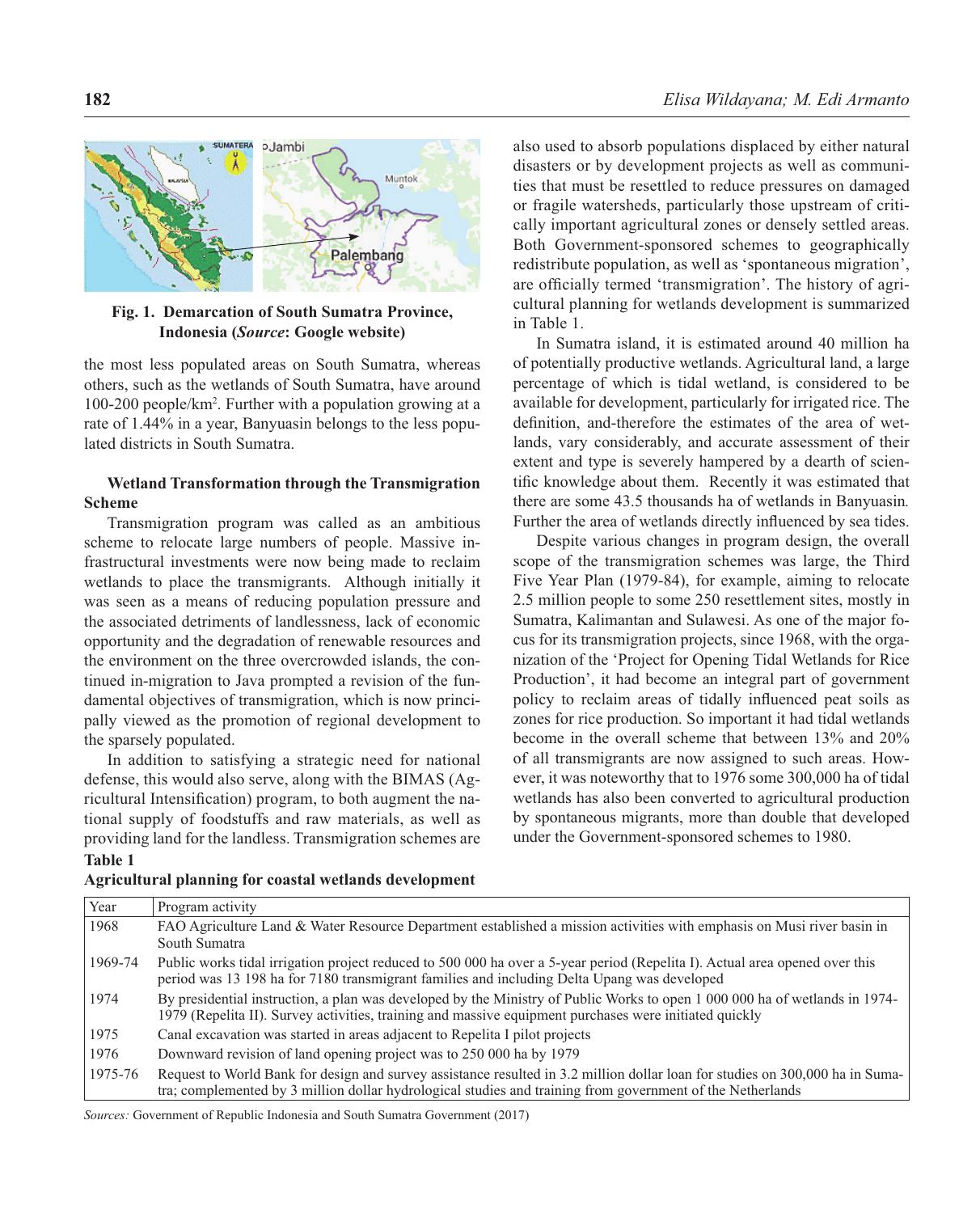Fig. 1. Demarcation of South Sumatra Province, Indonesia (*Source*: Google website)

the most less populated areas on South Sumatra, whereas others, such as the wetlands of South Sumatra, have around 100-200 people/km$^2$. Further with a population growing at a rate of 1.44% in a year, Banyuasin belongs to the less populated districts in South Sumatra.

**Wetland Transformation through the Transmigration Scheme**

Transmigration program was called as an ambitious scheme to relocate large numbers of people. Massive infrastructural investments were now being made to reclaim wetlands to place the transmigrants. Although initially it was seen as a means of reducing population pressure and the associated detriments of landlessness, lack of economic opportunity and the degradation of renewable resources and the environment on the three overcrowded islands, the continued in-migration to Java prompted a revision of the fundamental objectives of transmigration, which is now principally viewed as the promotion of regional development to the sparsely populated.

In addition to satisfying a strategic need for national defense, this would also serve, along with the BIMAS (Agricultural Intensification) program, to both augment the national supply of foodstuffs and raw materials, as well as providing land for the landless. Transmigration schemes are also used to absorb populations displaced by either natural disasters or by development projects as well as communities that must be resettled to reduce pressures on damaged or fragile watersheds, particularly those upstream of critically important agricultural zones or densely settled areas. Both Government-sponsored schemes to geographically redistribute population, as well as 'spontaneous migration', are officially termed 'transmigration'. The history of agricultural planning for wetlands development is summarized in Table 1.

In Sumatra island, it is estimated around 40 million ha of potentially productive wetlands. Agricultural land, a large percentage of which is tidal wetland, is considered to be available for development, particularly for irrigated rice. The definition, and-therefore the estimates of the area of wetlands, vary considerably, and accurate assessment of their extent and type is severely hampered by a dearth of scientific knowledge about them. Recently it was estimated that there are some 43.5 thousands ha of wetlands in Banyuasin. Further the area of wetlands directly influenced by sea tides.

Despite various changes in program design, the overall scope of the transmigration schemes was large, the Third Five Year Plan (1979-84), for example, aiming to relocate 2.5 million people to some 250 resettlement sites, mostly in Sumatra, Kalimantan and Sulawesi. As one of the major focus for its transmigration projects, since 1968, with the organization of the 'Project for Opening Tidal Wetlands for Rice Production', it had become an integral part of government policy to reclaim areas of tidally influenced peat soils as zones for rice production. So important it had tidal wetlands become in the overall scheme that between 13% and 20% of all transmigrants are now assigned to such areas. However, it was noteworthy that to 1976 some 300,000 ha of tidal wetlands has also been converted to agricultural production by spontaneous migrants, more than double that developed under the Government-sponsored schemes to 1980.

**Table 1**
**Agricultural planning for coastal wetlands development**

| Year | Program activity |
|---|---|
| 1968 | FAO Agriculture Land & Water Resource Department established a mission activities with emphasis on Musi river basin in South Sumatra |
| 1969-74 | Public works tidal irrigation project reduced to 500 000 ha over a 5-year period (Repelita I). Actual area opened over this period was 13 198 ha for 7180 transmigrant families and including Delta Upang was developed |
| 1974 | By presidential instruction, a plan was developed by the Ministry of Public Works to open 1 000 000 ha of wetlands in 1974-1979 (Repelita II). Survey activities, training and massive equipment purchases were initiated quickly |
| 1975 | Canal excavation was started in areas adjacent to Repelita I pilot projects |
| 1976 | Downward revision of land opening project was to 250 000 ha by 1979 |
| 1975-76 | Request to World Bank for design and survey assistance resulted in 3.2 million dollar loan for studies on 300,000 ha in Sumatra; complemented by 3 million dollar hydrological studies and training from government of the Netherlands |

*Sources:* Government of Republic Indonesia and South Sumatra Government (2017)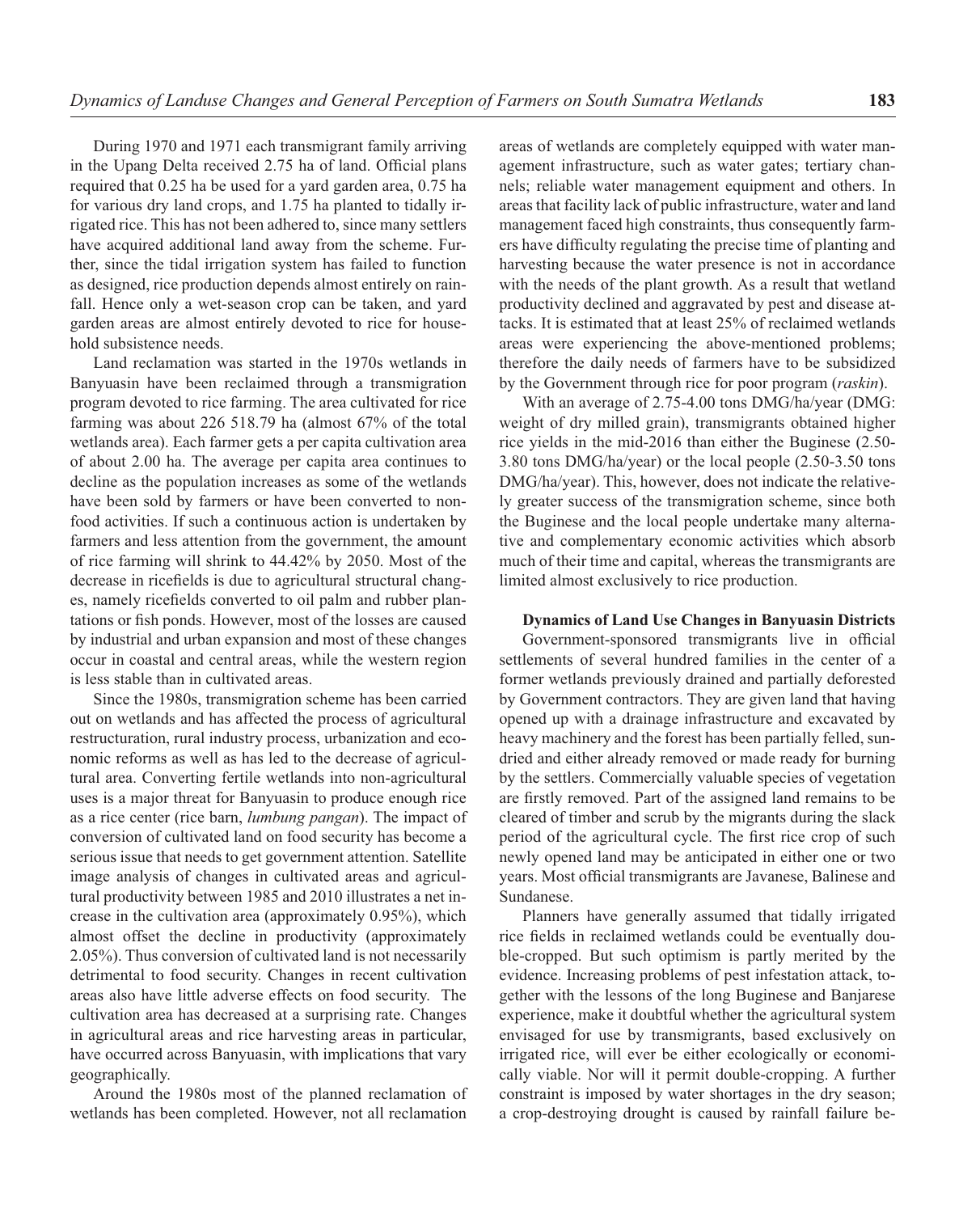During 1970 and 1971 each transmigrant family arriving in the Upang Delta received 2.75 ha of land. Official plans required that 0.25 ha be used for a yard garden area, 0.75 ha for various dry land crops, and 1.75 ha planted to tidally irrigated rice. This has not been adhered to, since many settlers have acquired additional land away from the scheme. Further, since the tidal irrigation system has failed to function as designed, rice production depends almost entirely on rainfall. Hence only a wet-season crop can be taken, and yard garden areas are almost entirely devoted to rice for household subsistence needs.

Land reclamation was started in the 1970s wetlands in Banyuasin have been reclaimed through a transmigration program devoted to rice farming. The area cultivated for rice farming was about 226 518.79 ha (almost 67% of the total wetlands area). Each farmer gets a per capita cultivation area of about 2.00 ha. The average per capita area continues to decline as the population increases as some of the wetlands have been sold by farmers or have been converted to nonfood activities. If such a continuous action is undertaken by farmers and less attention from the government, the amount of rice farming will shrink to 44.42% by 2050. Most of the decrease in ricefields is due to agricultural structural changes, namely ricefields converted to oil palm and rubber plantations or fish ponds. However, most of the losses are caused by industrial and urban expansion and most of these changes occur in coastal and central areas, while the western region is less stable than in cultivated areas.

Since the 1980s, transmigration scheme has been carried out on wetlands and has affected the process of agricultural restructuration, rural industry process, urbanization and economic reforms as well as has led to the decrease of agricultural area. Converting fertile wetlands into non-agricultural uses is a major threat for Banyuasin to produce enough rice as a rice center (rice barn, *lumbung pangan*). The impact of conversion of cultivated land on food security has become a serious issue that needs to get government attention. Satellite image analysis of changes in cultivated areas and agricultural productivity between 1985 and 2010 illustrates a net increase in the cultivation area (approximately 0.95%), which almost offset the decline in productivity (approximately 2.05%). Thus conversion of cultivated land is not necessarily detrimental to food security. Changes in recent cultivation areas also have little adverse effects on food security. The cultivation area has decreased at a surprising rate. Changes in agricultural areas and rice harvesting areas in particular, have occurred across Banyuasin, with implications that vary geographically.

Around the 1980s most of the planned reclamation of wetlands has been completed. However, not all reclamation areas of wetlands are completely equipped with water management infrastructure, such as water gates; tertiary channels; reliable water management equipment and others. In areas that facility lack of public infrastructure, water and land management faced high constraints, thus consequently farmers have difficulty regulating the precise time of planting and harvesting because the water presence is not in accordance with the needs of the plant growth. As a result that wetland productivity declined and aggravated by pest and disease attacks. It is estimated that at least 25% of reclaimed wetlands areas were experiencing the above-mentioned problems; therefore the daily needs of farmers have to be subsidized by the Government through rice for poor program (*raskin*).

With an average of 2.75-4.00 tons DMG/ha/year (DMG: weight of dry milled grain), transmigrants obtained higher rice yields in the mid-2016 than either the Buginese (2.50-3.80 tons DMG/ha/year) or the local people (2.50-3.50 tons DMG/ha/year). This, however, does not indicate the relatively greater success of the transmigration scheme, since both the Buginese and the local people undertake many alternative and complementary economic activities which absorb much of their time and capital, whereas the transmigrants are limited almost exclusively to rice production.

### Dynamics of Land Use Changes in Banyuasin Districts

Government-sponsored transmigrants live in official settlements of several hundred families in the center of a former wetlands previously drained and partially deforested by Government contractors. They are given land that having opened up with a drainage infrastructure and excavated by heavy machinery and the forest has been partially felled, sundried and either already removed or made ready for burning by the settlers. Commercially valuable species of vegetation are firstly removed. Part of the assigned land remains to be cleared of timber and scrub by the migrants during the slack period of the agricultural cycle. The first rice crop of such newly opened land may be anticipated in either one or two years. Most official transmigrants are Javanese, Balinese and Sundanese.

Planners have generally assumed that tidally irrigated rice fields in reclaimed wetlands could be eventually double-cropped. But such optimism is partly merited by the evidence. Increasing problems of pest infestation attack, together with the lessons of the long Buginese and Banjarese experience, make it doubtful whether the agricultural system envisaged for use by transmigrants, based exclusively on irrigated rice, will ever be either ecologically or economically viable. Nor will it permit double-cropping. A further constraint is imposed by water shortages in the dry season; a crop-destroying drought is caused by rainfall failure be-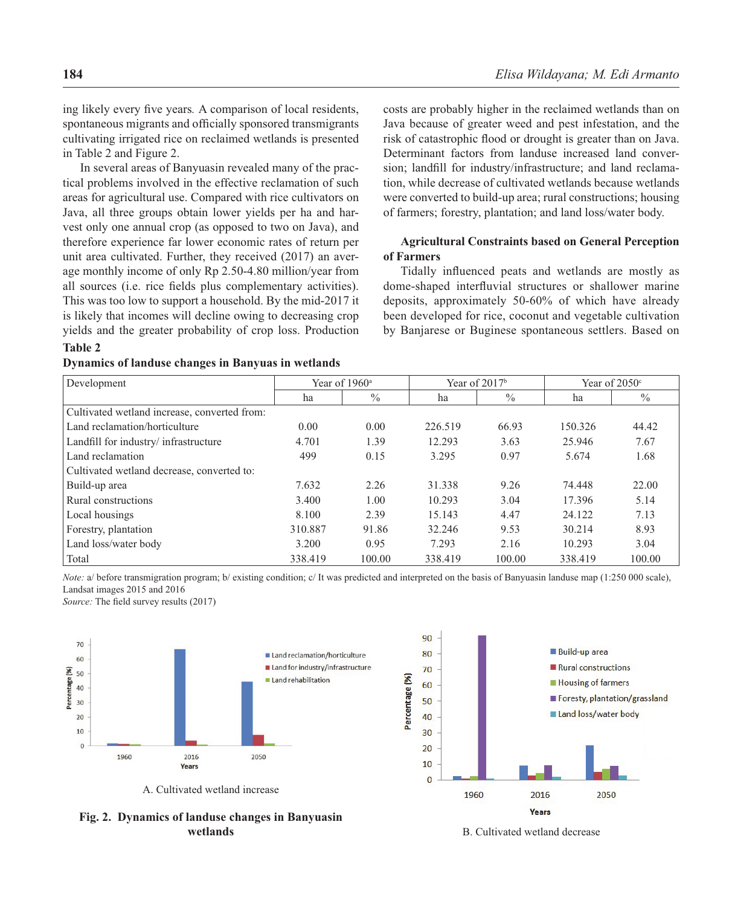ing likely every five years. A comparison of local residents, spontaneous migrants and officially sponsored transmigrants cultivating irrigated rice on reclaimed wetlands is presented in Table 2 and Figure 2.

In several areas of Banyuasin revealed many of the practical problems involved in the effective reclamation of such areas for agricultural use. Compared with rice cultivators on Java, all three groups obtain lower yields per ha and harvest only one annual crop (as opposed to two on Java), and therefore experience far lower economic rates of return per unit area cultivated. Further, they received (2017) an average monthly income of only Rp 2.50-4.80 million/year from all sources (i.e. rice fields plus complementary activities). This was too low to support a household. By the mid-2017 it is likely that incomes will decline owing to decreasing crop yields and the greater probability of crop loss. Production costs are probably higher in the reclaimed wetlands than on Java because of greater weed and pest infestation, and the risk of catastrophic flood or drought is greater than on Java. Determinant factors from landuse increased land conversion; landfill for industry/infrastructure; and land reclamation, while decrease of cultivated wetlands because wetlands were converted to build-up area; rural constructions; housing of farmers; forestry, plantation; and land loss/water body.

**Table 2**

**Dynamics of landuse changes in Banyuas in wetlands**

| Development | Year of 1960[a] | | Year of 2017[b] | | Year of 2050[c] | |
|---|---|---|---|---|---|---|
| | ha | % | ha | % | ha | % |
| Cultivated wetland increase, converted from: | | | | | | |
| Land reclamation/horticulture | 0.00 | 0.00 | 226.519 | 66.93 | 150.326 | 44.42 |
| Landfill for industry/ infrastructure | 4.701 | 1.39 | 12.293 | 3.63 | 25.946 | 7.67 |
| Land reclamation | 499 | 0.15 | 3.295 | 0.97 | 5.674 | 1.68 |
| Cultivated wetland decrease, converted to: | | | | | | |
| Build-up area | 7.632 | 2.26 | 31.338 | 9.26 | 74.448 | 22.00 |
| Rural constructions | 3.400 | 1.00 | 10.293 | 3.04 | 17.396 | 5.14 |
| Local housings | 8.100 | 2.39 | 15.143 | 4.47 | 24.122 | 7.13 |
| Forestry, plantation | 310.887 | 91.86 | 32.246 | 9.53 | 30.214 | 8.93 |
| Land loss/water body | 3.200 | 0.95 | 7.293 | 2.16 | 10.293 | 3.04 |
| Total | 338.419 | 100.00 | 338.419 | 100.00 | 338.419 | 100.00 |

*Note:* a/ before transmigration program; b/ existing condition; c/ It was predicted and interpreted on the basis of Banyuasin landuse map (1:250 000 scale), Landsat images 2015 and 2016

*Source:* The field survey results (2017)

A. Cultivated wetland increase

B. Cultivated wetland decrease

**Fig. 2. Dynamics of landuse changes in Banyuasin wetlands**

## Agricultural Constraints based on General Perception of Farmers

Tidally influenced peats and wetlands are mostly as dome-shaped interfluvial structures or shallower marine deposits, approximately 50-60% of which have already been developed for rice, coconut and vegetable cultivation by Banjarese or Buginese spontaneous settlers. Based on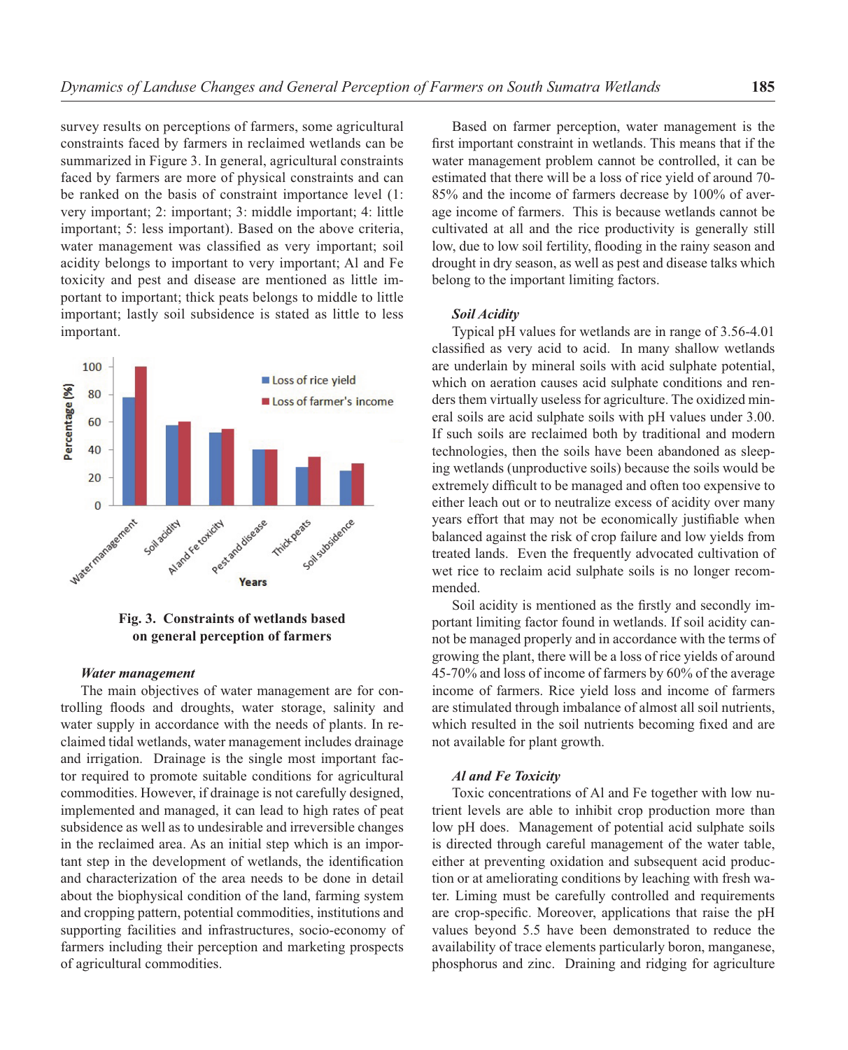survey results on perceptions of farmers, some agricultural constraints faced by farmers in reclaimed wetlands can be summarized in Figure 3. In general, agricultural constraints faced by farmers are more of physical constraints and can be ranked on the basis of constraint importance level (1: very important; 2: important; 3: middle important; 4: little important; 5: less important). Based on the above criteria, water management was classified as very important; soil acidity belongs to important to very important; Al and Fe toxicity and pest and disease are mentioned as little important to important; thick peats belongs to middle to little important; lastly soil subsidence is stated as little to less important.

**Fig. 3. Constraints of wetlands based on general perception of farmers**

***Water management***

The main objectives of water management are for controlling floods and droughts, water storage, salinity and water supply in accordance with the needs of plants. In reclaimed tidal wetlands, water management includes drainage and irrigation. Drainage is the single most important factor required to promote suitable conditions for agricultural commodities. However, if drainage is not carefully designed, implemented and managed, it can lead to high rates of peat subsidence as well as to undesirable and irreversible changes in the reclaimed area. As an initial step which is an important step in the development of wetlands, the identification and characterization of the area needs to be done in detail about the biophysical condition of the land, farming system and cropping pattern, potential commodities, institutions and supporting facilities and infrastructures, socio-economy of farmers including their perception and marketing prospects of agricultural commodities.

Based on farmer perception, water management is the first important constraint in wetlands. This means that if the water management problem cannot be controlled, it can be estimated that there will be a loss of rice yield of around 70-85% and the income of farmers decrease by 100% of average income of farmers. This is because wetlands cannot be cultivated at all and the rice productivity is generally still low, due to low soil fertility, flooding in the rainy season and drought in dry season, as well as pest and disease talks which belong to the important limiting factors.

***Soil Acidity***

Typical pH values for wetlands are in range of 3.56-4.01 classified as very acid to acid. In many shallow wetlands are underlain by mineral soils with acid sulphate potential, which on aeration causes acid sulphate conditions and renders them virtually useless for agriculture. The oxidized mineral soils are acid sulphate soils with pH values under 3.00. If such soils are reclaimed both by traditional and modern technologies, then the soils have been abandoned as sleeping wetlands (unproductive soils) because the soils would be extremely difficult to be managed and often too expensive to either leach out or to neutralize excess of acidity over many years effort that may not be economically justifiable when balanced against the risk of crop failure and low yields from treated lands. Even the frequently advocated cultivation of wet rice to reclaim acid sulphate soils is no longer recommended.

Soil acidity is mentioned as the firstly and secondly important limiting factor found in wetlands. If soil acidity cannot be managed properly and in accordance with the terms of growing the plant, there will be a loss of rice yields of around 45-70% and loss of income of farmers by 60% of the average income of farmers. Rice yield loss and income of farmers are stimulated through imbalance of almost all soil nutrients, which resulted in the soil nutrients becoming fixed and are not available for plant growth.

***Al and Fe Toxicity***

Toxic concentrations of Al and Fe together with low nutrient levels are able to inhibit crop production more than low pH does. Management of potential acid sulphate soils is directed through careful management of the water table, either at preventing oxidation and subsequent acid production or at ameliorating conditions by leaching with fresh water. Liming must be carefully controlled and requirements are crop-specific. Moreover, applications that raise the pH values beyond 5.5 have been demonstrated to reduce the availability of trace elements particularly boron, manganese, phosphorus and zinc. Draining and ridging for agriculture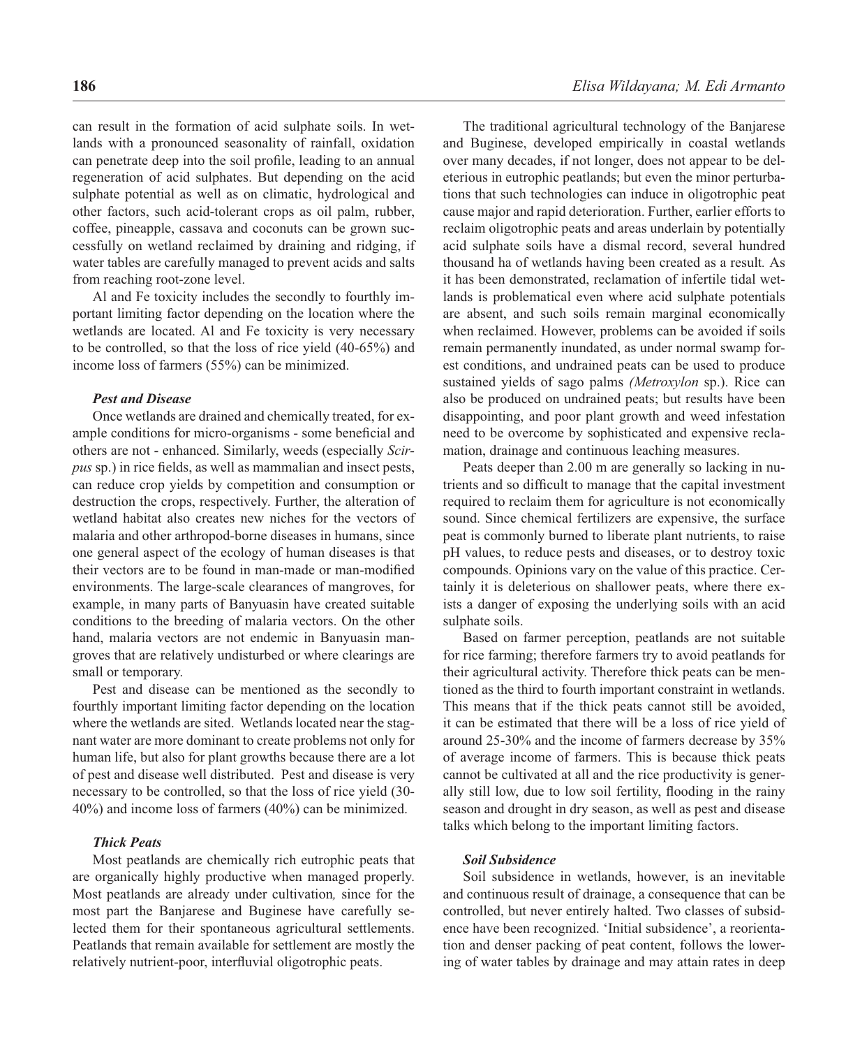can result in the formation of acid sulphate soils. In wetlands with a pronounced seasonality of rainfall, oxidation can penetrate deep into the soil profile, leading to an annual regeneration of acid sulphates. But depending on the acid sulphate potential as well as on climatic, hydrological and other factors, such acid-tolerant crops as oil palm, rubber, coffee, pineapple, cassava and coconuts can be grown successfully on wetland reclaimed by draining and ridging, if water tables are carefully managed to prevent acids and salts from reaching root-zone level.

Al and Fe toxicity includes the secondly to fourthly important limiting factor depending on the location where the wetlands are located. Al and Fe toxicity is very necessary to be controlled, so that the loss of rice yield (40-65%) and income loss of farmers (55%) can be minimized.

### *Pest and Disease*

Once wetlands are drained and chemically treated, for example conditions for micro-organisms - some beneficial and others are not - enhanced. Similarly, weeds (especially *Scirpus* sp.) in rice fields, as well as mammalian and insect pests, can reduce crop yields by competition and consumption or destruction the crops, respectively. Further, the alteration of wetland habitat also creates new niches for the vectors of malaria and other arthropod-borne diseases in humans, since one general aspect of the ecology of human diseases is that their vectors are to be found in man-made or man-modified environments. The large-scale clearances of mangroves, for example, in many parts of Banyuasin have created suitable conditions to the breeding of malaria vectors. On the other hand, malaria vectors are not endemic in Banyuasin mangroves that are relatively undisturbed or where clearings are small or temporary.

Pest and disease can be mentioned as the secondly to fourthly important limiting factor depending on the location where the wetlands are sited. Wetlands located near the stagnant water are more dominant to create problems not only for human life, but also for plant growths because there are a lot of pest and disease well distributed. Pest and disease is very necessary to be controlled, so that the loss of rice yield (30-40%) and income loss of farmers (40%) can be minimized.

### *Thick Peats*

Most peatlands are chemically rich eutrophic peats that are organically highly productive when managed properly. Most peatlands are already under cultivation*,* since for the most part the Banjarese and Buginese have carefully selected them for their spontaneous agricultural settlements. Peatlands that remain available for settlement are mostly the relatively nutrient-poor, interfluvial oligotrophic peats.

The traditional agricultural technology of the Banjarese and Buginese, developed empirically in coastal wetlands over many decades, if not longer, does not appear to be deleterious in eutrophic peatlands; but even the minor perturbations that such technologies can induce in oligotrophic peat cause major and rapid deterioration. Further, earlier efforts to reclaim oligotrophic peats and areas underlain by potentially acid sulphate soils have a dismal record, several hundred thousand ha of wetlands having been created as a result*.* As it has been demonstrated, reclamation of infertile tidal wetlands is problematical even where acid sulphate potentials are absent, and such soils remain marginal economically when reclaimed. However, problems can be avoided if soils remain permanently inundated, as under normal swamp forest conditions, and undrained peats can be used to produce sustained yields of sago palms *(Metroxylon* sp.). Rice can also be produced on undrained peats; but results have been disappointing, and poor plant growth and weed infestation need to be overcome by sophisticated and expensive reclamation, drainage and continuous leaching measures.

Peats deeper than 2.00 m are generally so lacking in nutrients and so difficult to manage that the capital investment required to reclaim them for agriculture is not economically sound. Since chemical fertilizers are expensive, the surface peat is commonly burned to liberate plant nutrients, to raise pH values, to reduce pests and diseases, or to destroy toxic compounds. Opinions vary on the value of this practice. Certainly it is deleterious on shallower peats, where there exists a danger of exposing the underlying soils with an acid sulphate soils.

Based on farmer perception, peatlands are not suitable for rice farming; therefore farmers try to avoid peatlands for their agricultural activity. Therefore thick peats can be mentioned as the third to fourth important constraint in wetlands. This means that if the thick peats cannot still be avoided, it can be estimated that there will be a loss of rice yield of around 25-30% and the income of farmers decrease by 35% of average income of farmers. This is because thick peats cannot be cultivated at all and the rice productivity is generally still low, due to low soil fertility, flooding in the rainy season and drought in dry season, as well as pest and disease talks which belong to the important limiting factors.

### *Soil Subsidence*

Soil subsidence in wetlands, however, is an inevitable and continuous result of drainage, a consequence that can be controlled, but never entirely halted. Two classes of subsidence have been recognized. 'Initial subsidence', a reorientation and denser packing of peat content, follows the lowering of water tables by drainage and may attain rates in deep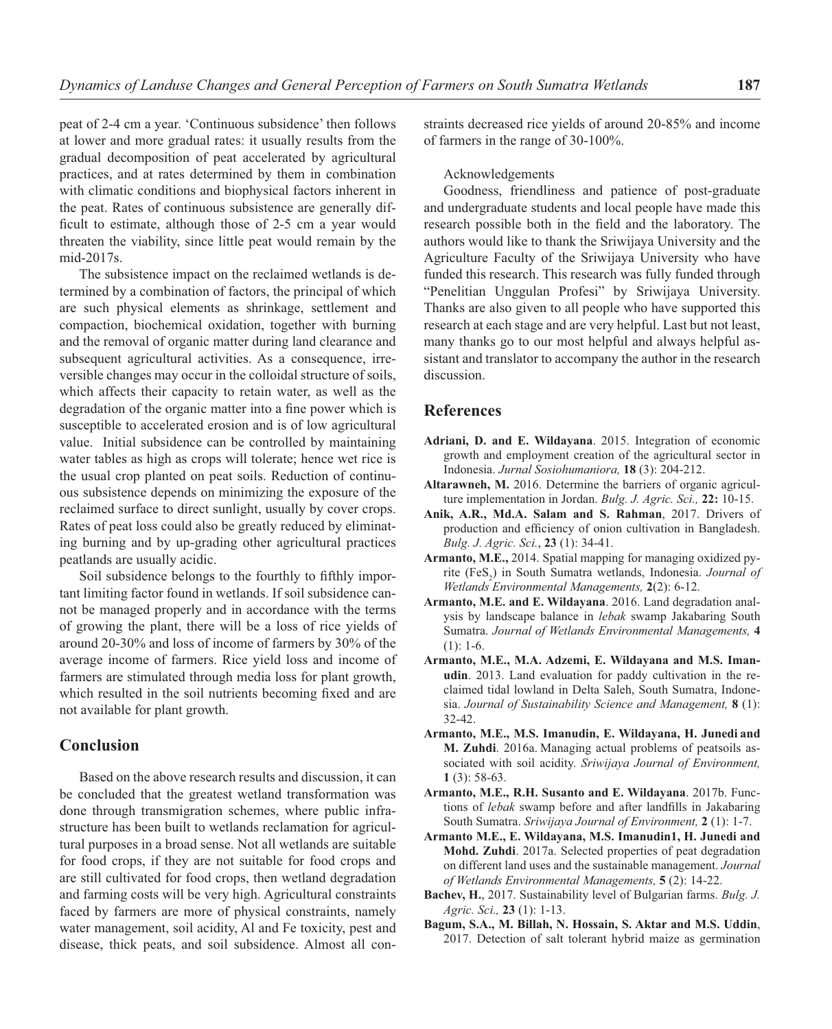peat of 2-4 cm a year. 'Continuous subsidence' then follows at lower and more gradual rates: it usually results from the gradual decomposition of peat accelerated by agricultural practices, and at rates determined by them in combination with climatic conditions and biophysical factors inherent in the peat. Rates of continuous subsistence are generally difficult to estimate, although those of 2-5 cm a year would threaten the viability, since little peat would remain by the mid-2017s.

The subsistence impact on the reclaimed wetlands is determined by a combination of factors, the principal of which are such physical elements as shrinkage, settlement and compaction, biochemical oxidation, together with burning and the removal of organic matter during land clearance and subsequent agricultural activities. As a consequence, irreversible changes may occur in the colloidal structure of soils, which affects their capacity to retain water, as well as the degradation of the organic matter into a fine power which is susceptible to accelerated erosion and is of low agricultural value. Initial subsidence can be controlled by maintaining water tables as high as crops will tolerate; hence wet rice is the usual crop planted on peat soils. Reduction of continuous subsistence depends on minimizing the exposure of the reclaimed surface to direct sunlight, usually by cover crops. Rates of peat loss could also be greatly reduced by eliminating burning and by up-grading other agricultural practices peatlands are usually acidic.

Soil subsidence belongs to the fourthly to fifthly important limiting factor found in wetlands. If soil subsidence cannot be managed properly and in accordance with the terms of growing the plant, there will be a loss of rice yields of around 20-30% and loss of income of farmers by 30% of the average income of farmers. Rice yield loss and income of farmers are stimulated through media loss for plant growth, which resulted in the soil nutrients becoming fixed and are not available for plant growth.

## Conclusion

Based on the above research results and discussion, it can be concluded that the greatest wetland transformation was done through transmigration schemes, where public infrastructure has been built to wetlands reclamation for agricultural purposes in a broad sense. Not all wetlands are suitable for food crops, if they are not suitable for food crops and are still cultivated for food crops, then wetland degradation and farming costs will be very high. Agricultural constraints faced by farmers are more of physical constraints, namely water management, soil acidity, Al and Fe toxicity, pest and disease, thick peats, and soil subsidence. Almost all constraints decreased rice yields of around 20-85% and income of farmers in the range of 30-100%.

Acknowledgements

Goodness, friendliness and patience of post-graduate and undergraduate students and local people have made this research possible both in the field and the laboratory. The authors would like to thank the Sriwijaya University and the Agriculture Faculty of the Sriwijaya University who have funded this research. This research was fully funded through "Penelitian Unggulan Profesi" by Sriwijaya University. Thanks are also given to all people who have supported this research at each stage and are very helpful. Last but not least, many thanks go to our most helpful and always helpful assistant and translator to accompany the author in the research discussion.

## References

**Adriani, D. and E. Wildayana**. 2015. Integration of economic growth and employment creation of the agricultural sector in Indonesia. *Jurnal Sosiohumaniora,* **18** (3): 204-212.

**Altarawneh, M.** 2016. Determine the barriers of organic agriculture implementation in Jordan. *Bulg. J. Agric. Sci.,* **22:** 10-15.

**Anik, A.R., Md.A. Salam and S. Rahman**, 2017. Drivers of production and efficiency of onion cultivation in Bangladesh. *Bulg. J. Agric. Sci.*, **23** (1): 34-41.

**Armanto, M.E.,** 2014. Spatial mapping for managing oxidized pyrite ($FeS_2$) in South Sumatra wetlands, Indonesia. *Journal of Wetlands Environmental Managements,* **2**(2): 6-12.

**Armanto, M.E. and E. Wildayana**. 2016. Land degradation analysis by landscape balance in *lebak* swamp Jakabaring South Sumatra. *Journal of Wetlands Environmental Managements,* **4** (1): 1-6.

**Armanto, M.E., M.A. Adzemi, E. Wildayana and M.S. Imanudin**. 2013. Land evaluation for paddy cultivation in the reclaimed tidal lowland in Delta Saleh, South Sumatra, Indonesia. *Journal of Sustainability Science and Management,* **8** (1): 32-42.

**Armanto, M.E., M.S. Imanudin, E. Wildayana, H. Junedi and M. Zuhdi**. 2016a. Managing actual problems of peatsoils associated with soil acidity. *Sriwijaya Journal of Environment,* **1** (3): 58-63.

**Armanto, M.E., R.H. Susanto and E. Wildayana**. 2017b. Functions of *lebak* swamp before and after landfills in Jakabaring South Sumatra. *Sriwijaya Journal of Environment,* **2** (1): 1-7.

**Armanto M.E., E. Wildayana, M.S. Imanudin1, H. Junedi and Mohd. Zuhdi**. 2017a. Selected properties of peat degradation on different land uses and the sustainable management. *Journal of Wetlands Environmental Managements,* **5** (2): 14-22.

**Bachev, H.**, 2017. Sustainability level of Bulgarian farms. *Bulg. J. Agric. Sci.,* **23** (1): 1-13.

**Bagum, S.A., M. Billah, N. Hossain, S. Aktar and M.S. Uddin**, 2017. Detection of salt tolerant hybrid maize as germination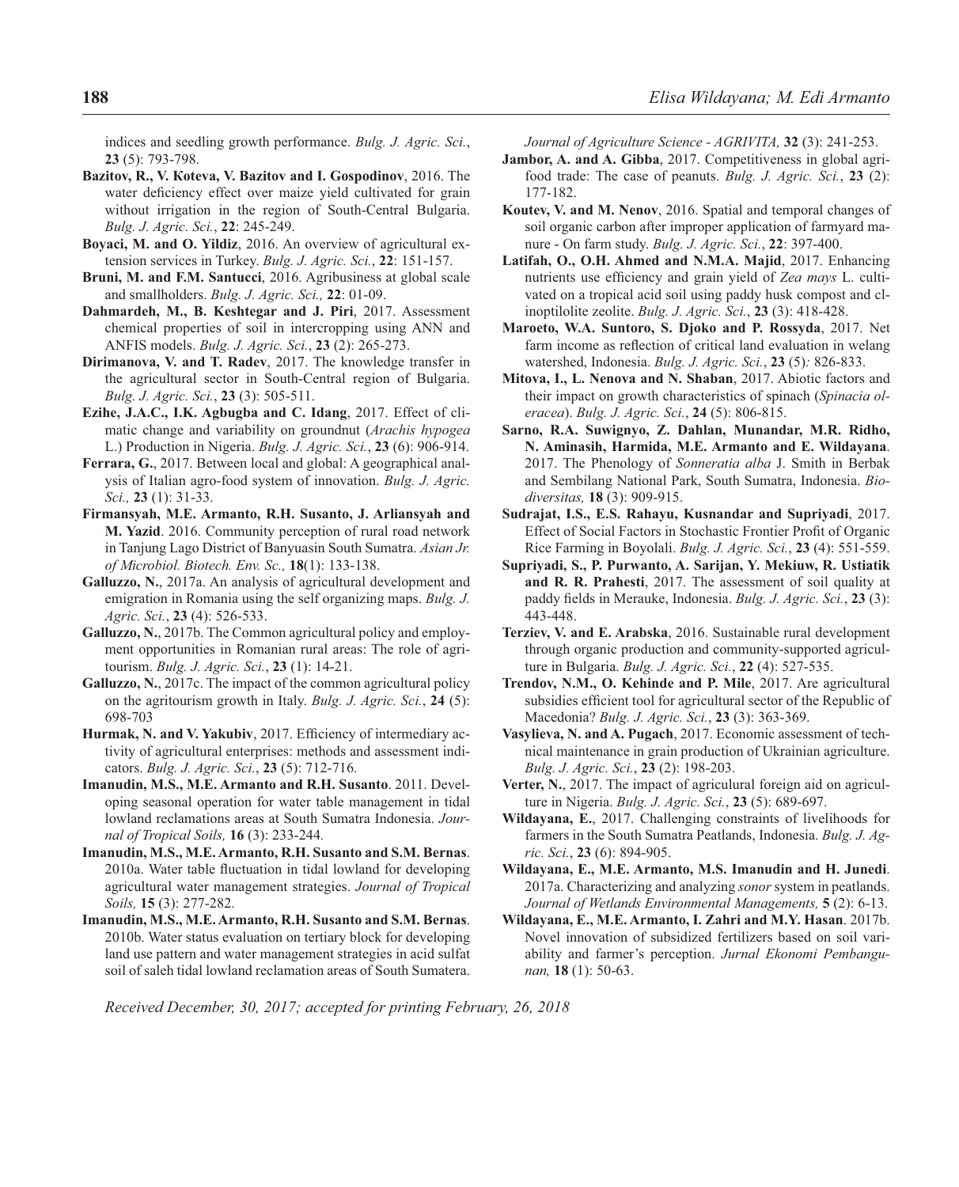indices and seedling growth performance. *Bulg. J. Agric. Sci.*, **23** (5): 793-798.

**Bazitov, R., V. Koteva, V. Bazitov and I. Gospodinov**, 2016. The water deficiency effect over maize yield cultivated for grain without irrigation in the region of South-Central Bulgaria. *Bulg. J. Agric. Sci.*, **22**: 245-249.

**Boyaci, M. and O. Yildiz**, 2016. An overview of agricultural extension services in Turkey. *Bulg. J. Agric. Sci.*, **22**: 151-157.

**Bruni, M. and F.M. Santucci**, 2016. Agribusiness at global scale and smallholders. *Bulg. J. Agric. Sci.,* **22**: 01-09.

**Dahmardeh, M., B. Keshtegar and J. Piri**, 2017. Assessment chemical properties of soil in intercropping using ANN and ANFIS models. *Bulg. J. Agric. Sci.*, **23** (2): 265-273.

**Dirimanova, V. and T. Radev**, 2017. The knowledge transfer in the agricultural sector in South-Central region of Bulgaria. *Bulg. J. Agric. Sci.*, **23** (3): 505-511.

**Ezihe, J.A.C., I.K. Agbugba and C. Idang**, 2017. Effect of climatic change and variability on groundnut (*Arachis hypogea* L.) Production in Nigeria. *Bulg. J. Agric. Sci.*, **23** (6): 906-914.

**Ferrara, G.**, 2017. Between local and global: A geographical analysis of Italian agro-food system of innovation. *Bulg. J. Agric. Sci.,* **23** (1): 31-33.

**Firmansyah, M.E. Armanto, R.H. Susanto, J. Arliansyah and M. Yazid**. 2016. Community perception of rural road network in Tanjung Lago District of Banyuasin South Sumatra. *Asian Jr. of Microbiol. Biotech. Env. Sc.,* **18**(1): 133-138.

**Galluzzo, N.**, 2017a. An analysis of agricultural development and emigration in Romania using the self organizing maps. *Bulg. J. Agric. Sci.*, **23** (4): 526-533.

**Galluzzo, N.**, 2017b. The Common agricultural policy and employment opportunities in Romanian rural areas: The role of agritourism. *Bulg. J. Agric. Sci.*, **23** (1): 14-21.

**Galluzzo, N.**, 2017c. The impact of the common agricultural policy on the agritourism growth in Italy. *Bulg. J. Agric. Sci.*, **24** (5): 698-703

**Hurmak, N. and V. Yakubiv**, 2017. Efficiency of intermediary activity of agricultural enterprises: methods and assessment indicators. *Bulg. J. Agric. Sci.*, **23** (5): 712-716.

**Imanudin, M.S., M.E. Armanto and R.H. Susanto**. 2011. Developing seasonal operation for water table management in tidal lowland reclamations areas at South Sumatra Indonesia. *Journal of Tropical Soils,* **16** (3): 233-244*.*

**Imanudin, M.S., M.E. Armanto, R.H. Susanto and S.M. Bernas**. 2010a. Water table fluctuation in tidal lowland for developing agricultural water management strategies. *Journal of Tropical Soils,* **15** (3): 277-282.

**Imanudin, M.S., M.E. Armanto, R.H. Susanto and S.M. Bernas**. 2010b. Water status evaluation on tertiary block for developing land use pattern and water management strategies in acid sulfat soil of saleh tidal lowland reclamation areas of South Sumatera. *Journal of Agriculture Science - AGRIVITA,* **32** (3): 241-253.

**Jambor, A. and A. Gibba**, 2017. Competitiveness in global agrifood trade: The case of peanuts. *Bulg. J. Agric. Sci.*, **23** (2): 177-182.

**Koutev, V. and M. Nenov**, 2016. Spatial and temporal changes of soil organic carbon after improper application of farmyard manure - On farm study. *Bulg. J. Agric. Sci.*, **22**: 397-400.

**Latifah, O., O.H. Ahmed and N.M.A. Majid**, 2017. Enhancing nutrients use efficiency and grain yield of *Zea mays* L. cultivated on a tropical acid soil using paddy husk compost and clinoptilolite zeolite. *Bulg. J. Agric. Sci.*, **23** (3): 418-428.

**Maroeto, W.A. Suntoro, S. Djoko and P. Rossyda**, 2017. Net farm income as reflection of critical land evaluation in welang watershed, Indonesia. *Bulg. J. Agric. Sci.*, **23** (5)*:* 826-833.

**Mitova, I., L. Nenova and N. Shaban**, 2017. Abiotic factors and their impact on growth characteristics of spinach (*Spinacia oleracea*). *Bulg. J. Agric. Sci.*, **24** (5): 806-815.

**Sarno, R.A. Suwignyo, Z. Dahlan, Munandar, M.R. Ridho, N. Aminasih, Harmida, M.E. Armanto and E. Wildayana**. 2017. The Phenology of *Sonneratia alba* J. Smith in Berbak and Sembilang National Park, South Sumatra, Indonesia. *Biodiversitas,* **18** (3): 909-915.

**Sudrajat, I.S., E.S. Rahayu, Kusnandar and Supriyadi**, 2017. Effect of Social Factors in Stochastic Frontier Profit of Organic Rice Farming in Boyolali. *Bulg. J. Agric. Sci.*, **23** (4): 551-559.

**Supriyadi, S., P. Purwanto, A. Sarijan, Y. Mekiuw, R. Ustiatik and R. R. Prahesti**, 2017. The assessment of soil quality at paddy fields in Merauke, Indonesia. *Bulg. J. Agric. Sci.*, **23** (3): 443-448.

**Terziev, V. and E. Arabska**, 2016. Sustainable rural development through organic production and community-supported agriculture in Bulgaria. *Bulg. J. Agric. Sci.*, **22** (4): 527-535.

**Trendov, N.M., O. Kehinde and P. Mile**, 2017. Are agricultural subsidies efficient tool for agricultural sector of the Republic of Macedonia? *Bulg. J. Agric. Sci.*, **23** (3): 363-369.

**Vasylieva, N. and A. Pugach**, 2017. Economic assessment of technical maintenance in grain production of Ukrainian agriculture. *Bulg. J. Agric. Sci.*, **23** (2): 198-203.

**Verter, N.**, 2017. The impact of agriculural foreign aid on agriculture in Nigeria. *Bulg. J. Agric. Sci.*, **23** (5): 689-697.

**Wildayana, E.**, 2017. Challenging constraints of livelihoods for farmers in the South Sumatra Peatlands, Indonesia. *Bulg. J. Agric. Sci.*, **23** (6): 894-905.

**Wildayana, E., M.E. Armanto, M.S. Imanudin and H. Junedi**. 2017a. Characterizing and analyzing *sonor* system in peatlands. *Journal of Wetlands Environmental Managements,* **5** (2): 6-13.

**Wildayana, E., M.E. Armanto, I. Zahri and M.Y. Hasan**. 2017b. Novel innovation of subsidized fertilizers based on soil variability and farmer's perception. *Jurnal Ekonomi Pembangunan,* **18** (1): 50-63.

*Received December, 30, 2017; accepted for printing February, 26, 2018*